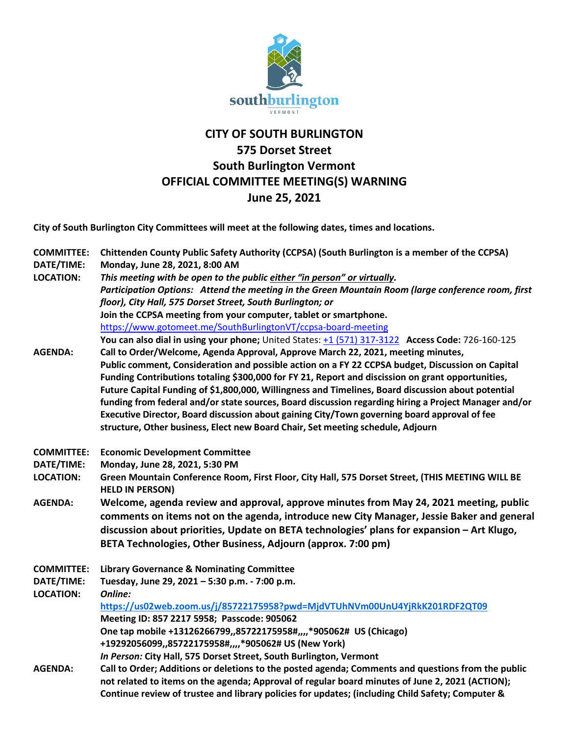# CITY OF SOUTH BURLINGTON
## 575 Dorset Street
## South Burlington Vermont
## OFFICIAL COMMITTEE MEETING(S) WARNING
## June 25, 2021

**City of South Burlington City Committees will meet at the following dates, times and locations.**

**COMMITTEE:** **Chittenden County Public Safety Authority (CCPSA) (South Burlington is a member of the CCPSA)**
**DATE/TIME:** **Monday, June 28, 2021, 8:00 AM**
**LOCATION:** ***This meeting with be open to the public either "in person" or virtually.***
***Participation Options: Attend the meeting in the Green Mountain Room (large conference room, first floor), City Hall, 575 Dorset Street, South Burlington; or***
**Join the CCPSA meeting from your computer, tablet or smartphone.**
https://www.gotomeet.me/SouthBurlingtonVT/ccpsa-board-meeting
**You can also dial in using your phone;** United States: +1 (571) 317-3122 **Access Code:** 726-160-125
**AGENDA:** **Call to Order/Welcome, Agenda Approval, Approve March 22, 2021, meeting minutes, Public comment, Consideration and possible action on a FY 22 CCPSA budget, Discussion on Capital Funding Contributions totaling $300,000 for FY 21, Report and discission on grant opportunities, Future Capital Funding of $1,800,000, Willingness and Timelines, Board discussion about potential funding from federal and/or state sources, Board discussion regarding hiring a Project Manager and/or Executive Director, Board discussion about gaining City/Town governing board approval of fee structure, Other business, Elect new Board Chair, Set meeting schedule, Adjourn**

**COMMITTEE:** **Economic Development Committee**
**DATE/TIME:** **Monday, June 28, 2021, 5:30 PM**
**LOCATION:** **Green Mountain Conference Room, First Floor, City Hall, 575 Dorset Street, (THIS MEETING WILL BE HELD IN PERSON)**
**AGENDA:** **Welcome, agenda review and approval, approve minutes from May 24, 2021 meeting, public comments on items not on the agenda, introduce new City Manager, Jessie Baker and general discussion about priorities, Update on BETA technologies' plans for expansion – Art Klugo, BETA Technologies, Other Business, Adjourn (approx. 7:00 pm)**

**COMMITTEE:** **Library Governance & Nominating Committee**
**DATE/TIME:** **Tuesday, June 29, 2021 – 5:30 p.m. - 7:00 p.m.**
**LOCATION:** ***Online:***
**https://us02web.zoom.us/j/85722175958?pwd=MjdVTUhNVm00UnU4YjRkK201RDF2QT09**
**Meeting ID: 857 2217 5958; Passcode: 905062**
**One tap mobile +13126266799,,85722175958#,,,,*905062# US (Chicago)**
**+19292056099,,85722175958#,,,,*905062# US (New York)**
***In Person:*** **City Hall, 575 Dorset Street, South Burlington, Vermont**
**AGENDA:** **Call to Order; Additions or deletions to the posted agenda; Comments and questions from the public not related to items on the agenda; Approval of regular board minutes of June 2, 2021 (ACTION); Continue review of trustee and library policies for updates; (including Child Safety; Computer &**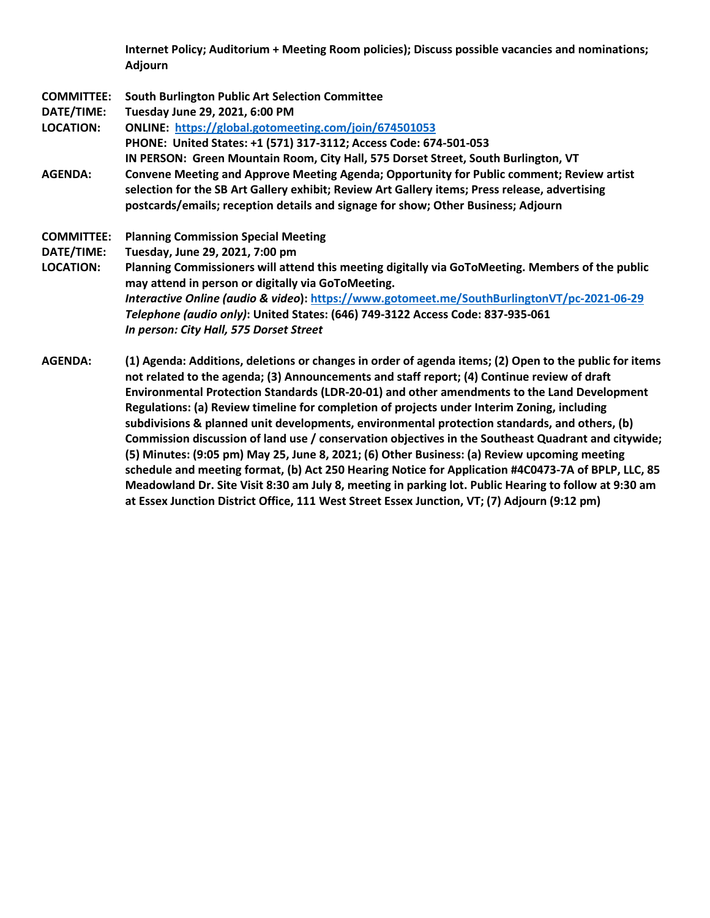**Internet Policy; Auditorium + Meeting Room policies); Discuss possible vacancies and nominations; Adjourn**

**COMMITTEE:** **South Burlington Public Art Selection Committee**
**DATE/TIME:** **Tuesday June 29, 2021, 6:00 PM**
**LOCATION:** **ONLINE: https://global.gotomeeting.com/join/674501053**
**PHONE: United States: +1 (571) 317-3112; Access Code: 674-501-053**
**IN PERSON: Green Mountain Room, City Hall, 575 Dorset Street, South Burlington, VT**
**AGENDA:** **Convene Meeting and Approve Meeting Agenda; Opportunity for Public comment; Review artist selection for the SB Art Gallery exhibit; Review Art Gallery items; Press release, advertising postcards/emails; reception details and signage for show; Other Business; Adjourn**

**COMMITTEE:** **Planning Commission Special Meeting**
**DATE/TIME:** **Tuesday, June 29, 2021, 7:00 pm**
**LOCATION:** **Planning Commissioners will attend this meeting digitally via GoToMeeting. Members of the public may attend in person or digitally via GoToMeeting.**
***Interactive Online (audio & video)*: https://www.gotomeet.me/SouthBurlingtonVT/pc-2021-06-29**
***Telephone (audio only)*: United States: (646) 749-3122 Access Code: 837-935-061**
***In person: City Hall, 575 Dorset Street***

**AGENDA:** **(1) Agenda: Additions, deletions or changes in order of agenda items; (2) Open to the public for items not related to the agenda; (3) Announcements and staff report; (4) Continue review of draft Environmental Protection Standards (LDR-20-01) and other amendments to the Land Development Regulations: (a) Review timeline for completion of projects under Interim Zoning, including subdivisions & planned unit developments, environmental protection standards, and others, (b) Commission discussion of land use / conservation objectives in the Southeast Quadrant and citywide; (5) Minutes: (9:05 pm) May 25, June 8, 2021; (6) Other Business: (a) Review upcoming meeting schedule and meeting format, (b) Act 250 Hearing Notice for Application #4C0473-7A of BPLP, LLC, 85 Meadowland Dr. Site Visit 8:30 am July 8, meeting in parking lot. Public Hearing to follow at 9:30 am at Essex Junction District Office, 111 West Street Essex Junction, VT; (7) Adjourn (9:12 pm)**